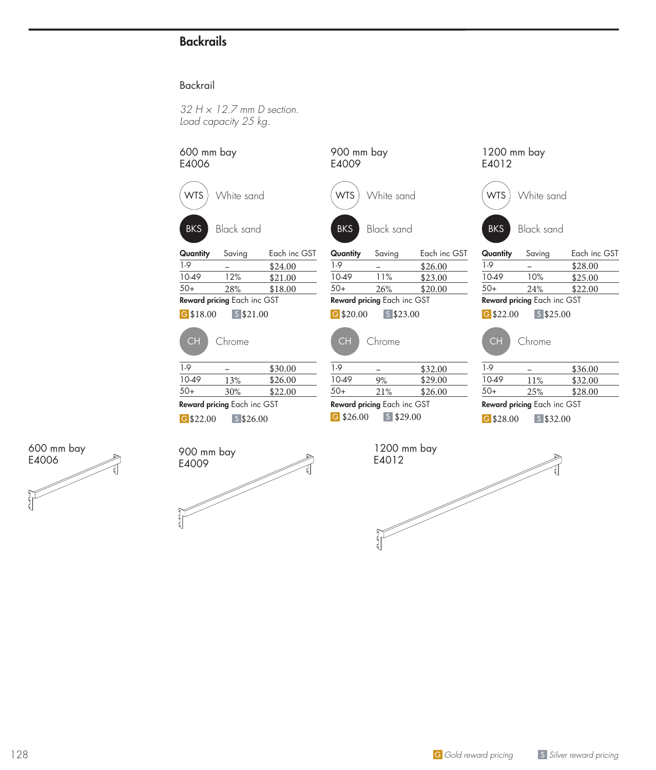# Backrails

## Backrail

*32 H x 12.7 mm D section.*
*Load capacity 25 kg.*

### 600 mm bay
E4006

WTS White sand

BKS Black sand

| Quantity | Saving | Each inc GST |
|---|---|---|
| 1-9 | – | $24.00 |
| 10-49 | 12% | $21.00 |
| 50+ | 28% | $18.00 |

**Reward pricing** Each inc GST

G $18.00 S $21.00

CH Chrome

| Quantity | Saving | Each inc GST |
|---|---|---|
| 1-9 | – | $30.00 |
| 10-49 | 13% | $26.00 |
| 50+ | 30% | $22.00 |

**Reward pricing** Each inc GST

G $22.00 S $26.00

### 900 mm bay
E4009

WTS White sand

BKS Black sand

| Quantity | Saving | Each inc GST |
|---|---|---|
| 1-9 | – | $26.00 |
| 10-49 | 11% | $23.00 |
| 50+ | 26% | $20.00 |

**Reward pricing** Each inc GST

G $20.00 S $23.00

CH Chrome

| Quantity | Saving | Each inc GST |
|---|---|---|
| 1-9 | – | $32.00 |
| 10-49 | 9% | $29.00 |
| 50+ | 21% | $26.00 |

**Reward pricing** Each inc GST

G $26.00 S $29.00

### 1200 mm bay
E4012

WTS White sand

BKS Black sand

| Quantity | Saving | Each inc GST |
|---|---|---|
| 1-9 | – | $28.00 |
| 10-49 | 10% | $25.00 |
| 50+ | 24% | $22.00 |

**Reward pricing** Each inc GST

G $22.00 S $25.00

CH Chrome

| Quantity | Saving | Each inc GST |
|---|---|---|
| 1-9 | – | $36.00 |
| 10-49 | 11% | $32.00 |
| 50+ | 25% | $28.00 |

**Reward pricing** Each inc GST

G $28.00 S $32.00

600 mm bay
E4006

900 mm bay
E4009

1200 mm bay
E4012

G *Gold reward pricing* S *Silver reward pricing*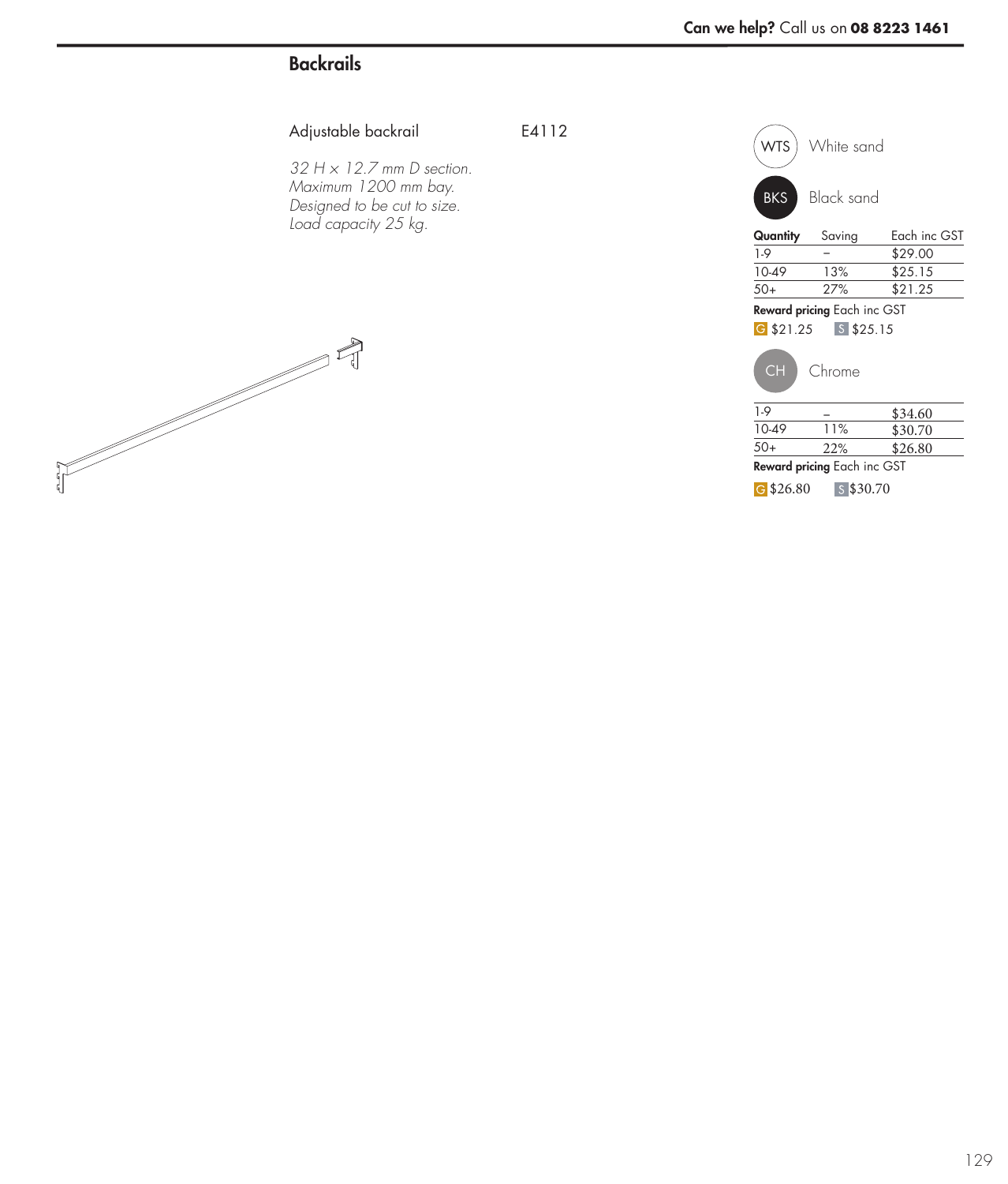## Backrails

Adjustable backrail E4112

*32 H x 12.7 mm D section.*
*Maximum 1200 mm bay.*
*Designed to be cut to size.*
*Load capacity 25 kg.*

WTS White sand

BKS Black sand

| Quantity | Saving | Each inc GST |
|---|---|---|
| 1-9 | – | $29.00 |
| 10-49 | 13% | $25.15 |
| 50+ | 27% | $21.25 |

**Reward pricing** Each inc GST

G $21.25 S $25.15

CH Chrome

| Quantity | Saving | Each inc GST |
|---|---|---|
| 1-9 | – | $34.60 |
| 10-49 | 11% | $30.70 |
| 50+ | 22% | $26.80 |

**Reward pricing** Each inc GST

G $26.80 S $30.70